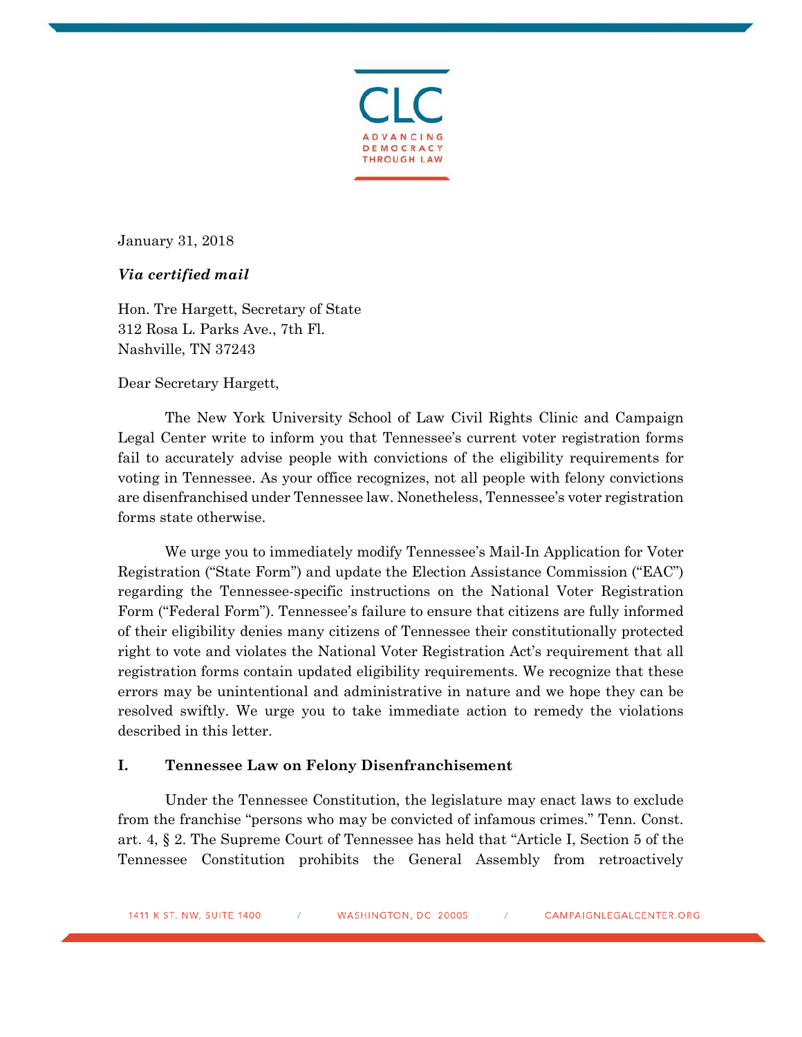January 31, 2018

***Via certified mail***

Hon. Tre Hargett, Secretary of State
312 Rosa L. Parks Ave., 7th Fl.
Nashville, TN 37243

Dear Secretary Hargett,

The New York University School of Law Civil Rights Clinic and Campaign Legal Center write to inform you that Tennessee's current voter registration forms fail to accurately advise people with convictions of the eligibility requirements for voting in Tennessee. As your office recognizes, not all people with felony convictions are disenfranchised under Tennessee law. Nonetheless, Tennessee's voter registration forms state otherwise.

We urge you to immediately modify Tennessee's Mail-In Application for Voter Registration ("State Form") and update the Election Assistance Commission ("EAC") regarding the Tennessee-specific instructions on the National Voter Registration Form ("Federal Form"). Tennessee's failure to ensure that citizens are fully informed of their eligibility denies many citizens of Tennessee their constitutionally protected right to vote and violates the National Voter Registration Act's requirement that all registration forms contain updated eligibility requirements. We recognize that these errors may be unintentional and administrative in nature and we hope they can be resolved swiftly. We urge you to take immediate action to remedy the violations described in this letter.

## I. Tennessee Law on Felony Disenfranchisement

Under the Tennessee Constitution, the legislature may enact laws to exclude from the franchise "persons who may be convicted of infamous crimes." Tenn. Const. art. 4, § 2. The Supreme Court of Tennessee has held that "Article I, Section 5 of the Tennessee Constitution prohibits the General Assembly from retroactively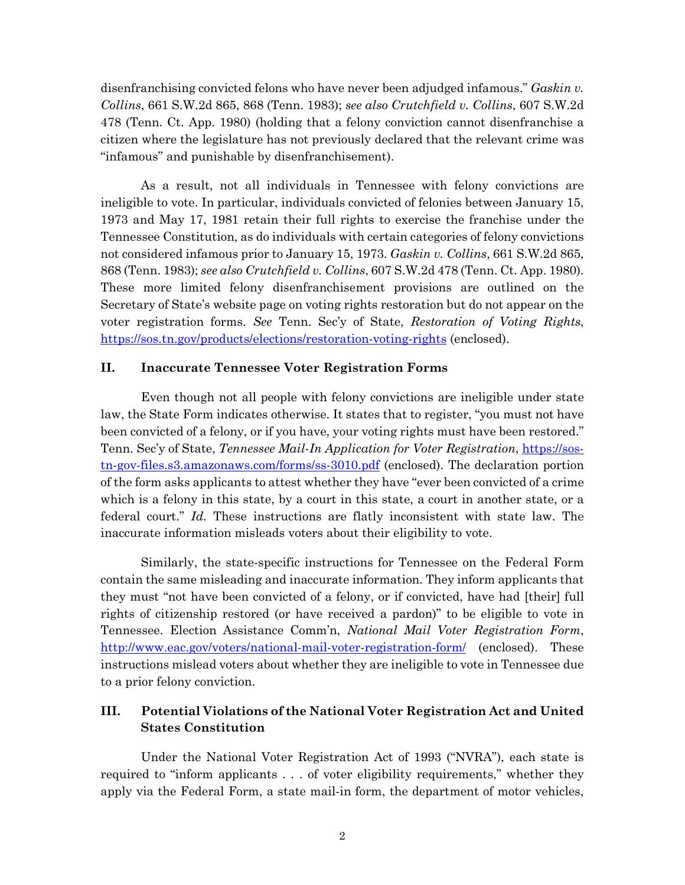disenfranchising convicted felons who have never been adjudged infamous." *Gaskin v. Collins*, 661 S.W.2d 865, 868 (Tenn. 1983); *see also Crutchfield v. Collins*, 607 S.W.2d 478 (Tenn. Ct. App. 1980) (holding that a felony conviction cannot disenfranchise a citizen where the legislature has not previously declared that the relevant crime was "infamous" and punishable by disenfranchisement).

As a result, not all individuals in Tennessee with felony convictions are ineligible to vote. In particular, individuals convicted of felonies between January 15, 1973 and May 17, 1981 retain their full rights to exercise the franchise under the Tennessee Constitution, as do individuals with certain categories of felony convictions not considered infamous prior to January 15, 1973. *Gaskin v. Collins*, 661 S.W.2d 865, 868 (Tenn. 1983); *see also Crutchfield v. Collins*, 607 S.W.2d 478 (Tenn. Ct. App. 1980). These more limited felony disenfranchisement provisions are outlined on the Secretary of State's website page on voting rights restoration but do not appear on the voter registration forms. *See* Tenn. Sec'y of State, *Restoration of Voting Rights*, https://sos.tn.gov/products/elections/restoration-voting-rights (enclosed).

## II. Inaccurate Tennessee Voter Registration Forms

Even though not all people with felony convictions are ineligible under state law, the State Form indicates otherwise. It states that to register, "you must not have been convicted of a felony, or if you have, your voting rights must have been restored." Tenn. Sec'y of State, *Tennessee Mail-In Application for Voter Registration*, https://sos-tn-gov-files.s3.amazonaws.com/forms/ss-3010.pdf (enclosed). The declaration portion of the form asks applicants to attest whether they have "ever been convicted of a crime which is a felony in this state, by a court in this state, a court in another state, or a federal court." *Id.* These instructions are flatly inconsistent with state law. The inaccurate information misleads voters about their eligibility to vote.

Similarly, the state-specific instructions for Tennessee on the Federal Form contain the same misleading and inaccurate information. They inform applicants that they must "not have been convicted of a felony, or if convicted, have had [their] full rights of citizenship restored (or have received a pardon)" to be eligible to vote in Tennessee. Election Assistance Comm'n, *National Mail Voter Registration Form*, http://www.eac.gov/voters/national-mail-voter-registration-form/ (enclosed). These instructions mislead voters about whether they are ineligible to vote in Tennessee due to a prior felony conviction.

## III. Potential Violations of the National Voter Registration Act and United States Constitution

Under the National Voter Registration Act of 1993 ("NVRA"), each state is required to "inform applicants . . . of voter eligibility requirements," whether they apply via the Federal Form, a state mail-in form, the department of motor vehicles,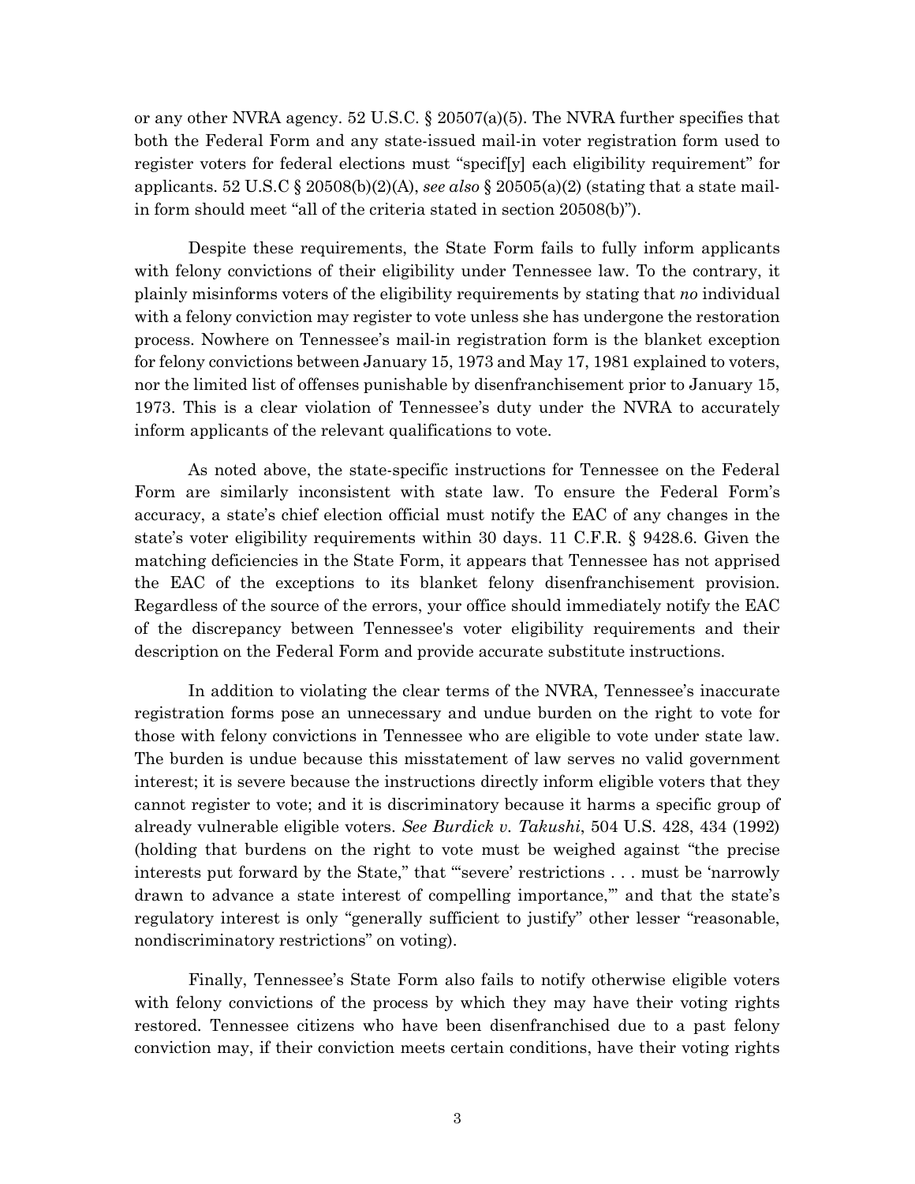or any other NVRA agency. 52 U.S.C. § 20507(a)(5). The NVRA further specifies that both the Federal Form and any state-issued mail-in voter registration form used to register voters for federal elections must "specif[y] each eligibility requirement" for applicants. 52 U.S.C § 20508(b)(2)(A), *see also* § 20505(a)(2) (stating that a state mail-in form should meet "all of the criteria stated in section 20508(b)").

Despite these requirements, the State Form fails to fully inform applicants with felony convictions of their eligibility under Tennessee law. To the contrary, it plainly misinforms voters of the eligibility requirements by stating that *no* individual with a felony conviction may register to vote unless she has undergone the restoration process. Nowhere on Tennessee's mail-in registration form is the blanket exception for felony convictions between January 15, 1973 and May 17, 1981 explained to voters, nor the limited list of offenses punishable by disenfranchisement prior to January 15, 1973. This is a clear violation of Tennessee's duty under the NVRA to accurately inform applicants of the relevant qualifications to vote.

As noted above, the state-specific instructions for Tennessee on the Federal Form are similarly inconsistent with state law. To ensure the Federal Form's accuracy, a state's chief election official must notify the EAC of any changes in the state's voter eligibility requirements within 30 days. 11 C.F.R. § 9428.6. Given the matching deficiencies in the State Form, it appears that Tennessee has not apprised the EAC of the exceptions to its blanket felony disenfranchisement provision. Regardless of the source of the errors, your office should immediately notify the EAC of the discrepancy between Tennessee's voter eligibility requirements and their description on the Federal Form and provide accurate substitute instructions.

In addition to violating the clear terms of the NVRA, Tennessee's inaccurate registration forms pose an unnecessary and undue burden on the right to vote for those with felony convictions in Tennessee who are eligible to vote under state law. The burden is undue because this misstatement of law serves no valid government interest; it is severe because the instructions directly inform eligible voters that they cannot register to vote; and it is discriminatory because it harms a specific group of already vulnerable eligible voters. *See Burdick v. Takushi*, 504 U.S. 428, 434 (1992) (holding that burdens on the right to vote must be weighed against "the precise interests put forward by the State," that "'severe' restrictions . . . must be 'narrowly drawn to advance a state interest of compelling importance,'" and that the state's regulatory interest is only "generally sufficient to justify" other lesser "reasonable, nondiscriminatory restrictions" on voting).

Finally, Tennessee's State Form also fails to notify otherwise eligible voters with felony convictions of the process by which they may have their voting rights restored. Tennessee citizens who have been disenfranchised due to a past felony conviction may, if their conviction meets certain conditions, have their voting rights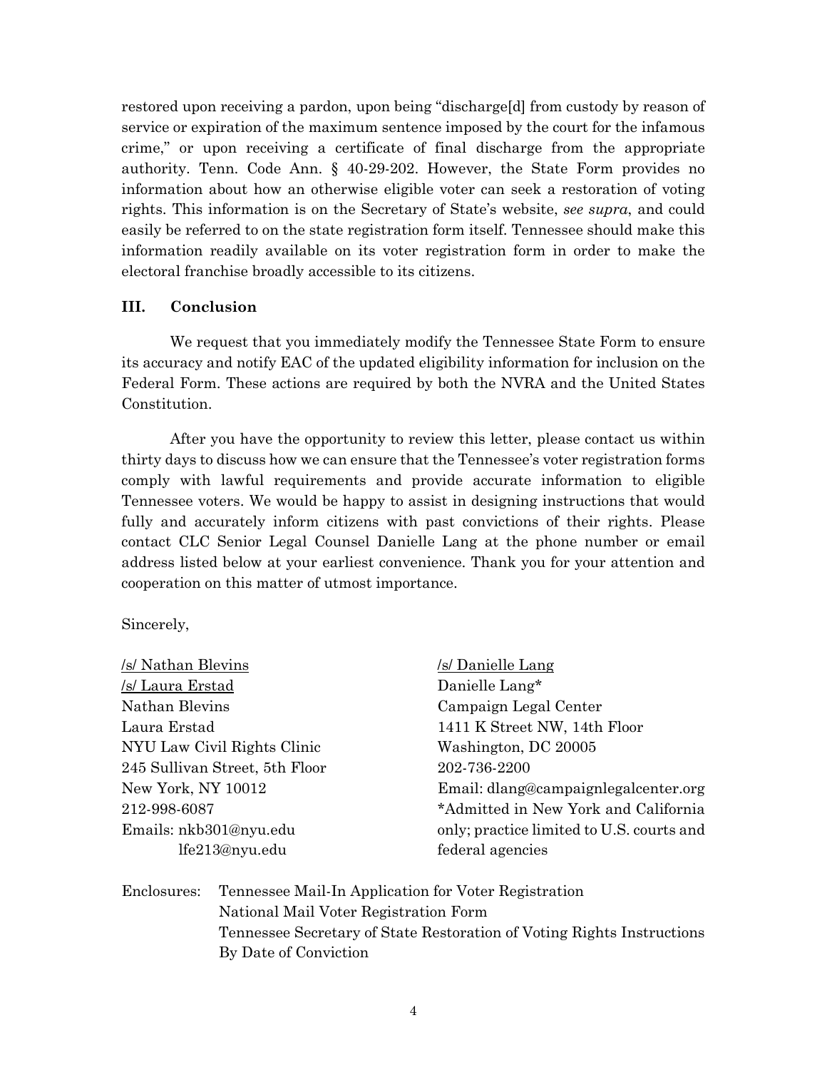restored upon receiving a pardon, upon being "discharge[d] from custody by reason of service or expiration of the maximum sentence imposed by the court for the infamous crime," or upon receiving a certificate of final discharge from the appropriate authority. Tenn. Code Ann. § 40-29-202. However, the State Form provides no information about how an otherwise eligible voter can seek a restoration of voting rights. This information is on the Secretary of State's website, *see supra*, and could easily be referred to on the state registration form itself. Tennessee should make this information readily available on its voter registration form in order to make the electoral franchise broadly accessible to its citizens.

## III. Conclusion

We request that you immediately modify the Tennessee State Form to ensure its accuracy and notify EAC of the updated eligibility information for inclusion on the Federal Form. These actions are required by both the NVRA and the United States Constitution.

After you have the opportunity to review this letter, please contact us within thirty days to discuss how we can ensure that the Tennessee's voter registration forms comply with lawful requirements and provide accurate information to eligible Tennessee voters. We would be happy to assist in designing instructions that would fully and accurately inform citizens with past convictions of their rights. Please contact CLC Senior Legal Counsel Danielle Lang at the phone number or email address listed below at your earliest convenience. Thank you for your attention and cooperation on this matter of utmost importance.

Sincerely,

/s/ Nathan Blevins
/s/ Laura Erstad
Nathan Blevins
Laura Erstad
NYU Law Civil Rights Clinic
245 Sullivan Street, 5th Floor
New York, NY 10012
212-998-6087
Emails: nkb301@nyu.edu
lfe213@nyu.edu

/s/ Danielle Lang
Danielle Lang*
Campaign Legal Center
1411 K Street NW, 14th Floor
Washington, DC 20005
202-736-2200
Email: dlang@campaignlegalcenter.org
*Admitted in New York and California only; practice limited to U.S. courts and federal agencies

Enclosures: Tennessee Mail-In Application for Voter Registration
National Mail Voter Registration Form
Tennessee Secretary of State Restoration of Voting Rights Instructions By Date of Conviction